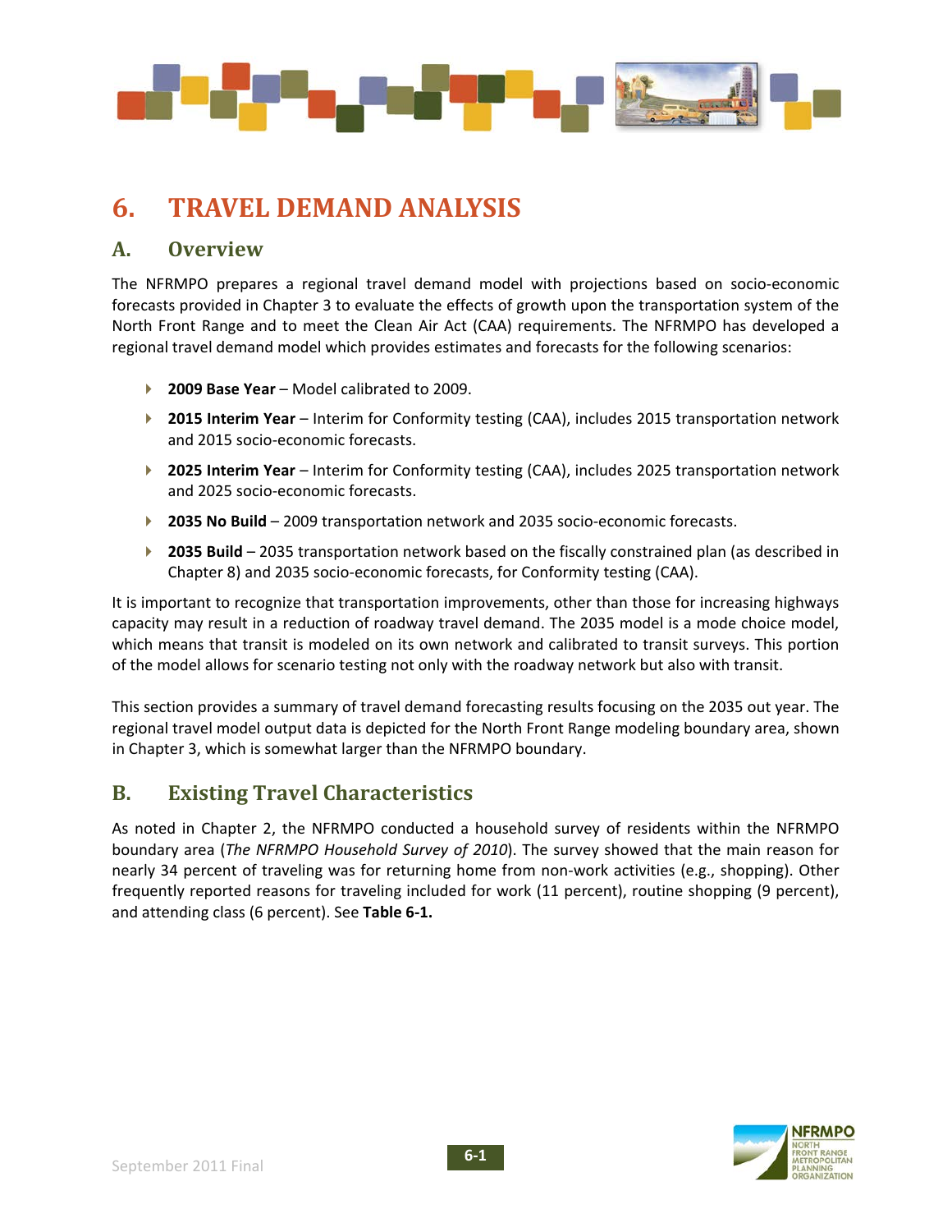# 6. TRAVEL DEMAND ANALYSIS

## A. Overview

The NFRMPO prepares a regional travel demand model with projections based on socio-economic forecasts provided in Chapter 3 to evaluate the effects of growth upon the transportation system of the North Front Range and to meet the Clean Air Act (CAA) requirements. The NFRMPO has developed a regional travel demand model which provides estimates and forecasts for the following scenarios:

- **2009 Base Year** – Model calibrated to 2009.
- **2015 Interim Year** – Interim for Conformity testing (CAA), includes 2015 transportation network and 2015 socio-economic forecasts.
- **2025 Interim Year** – Interim for Conformity testing (CAA), includes 2025 transportation network and 2025 socio-economic forecasts.
- **2035 No Build** – 2009 transportation network and 2035 socio-economic forecasts.
- **2035 Build** – 2035 transportation network based on the fiscally constrained plan (as described in Chapter 8) and 2035 socio-economic forecasts, for Conformity testing (CAA).

It is important to recognize that transportation improvements, other than those for increasing highways capacity may result in a reduction of roadway travel demand. The 2035 model is a mode choice model, which means that transit is modeled on its own network and calibrated to transit surveys. This portion of the model allows for scenario testing not only with the roadway network but also with transit.

This section provides a summary of travel demand forecasting results focusing on the 2035 out year. The regional travel model output data is depicted for the North Front Range modeling boundary area, shown in Chapter 3, which is somewhat larger than the NFRMPO boundary.

## B. Existing Travel Characteristics

As noted in Chapter 2, the NFRMPO conducted a household survey of residents within the NFRMPO boundary area (*The NFRMPO Household Survey of 2010*). The survey showed that the main reason for nearly 34 percent of traveling was for returning home from non-work activities (e.g., shopping). Other frequently reported reasons for traveling included for work (11 percent), routine shopping (9 percent), and attending class (6 percent). See **Table 6-1.**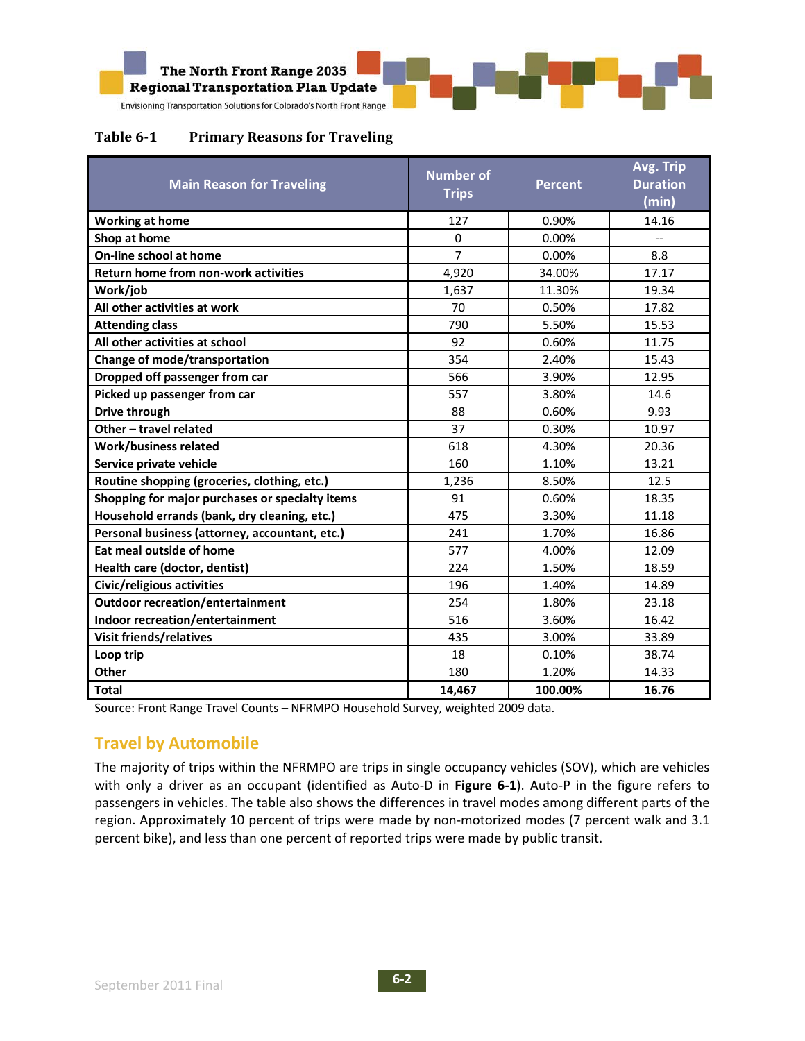**Table 6-1 Primary Reasons for Traveling**

| Main Reason for Traveling | Number of Trips | Percent | Avg. Trip Duration (min) |
|---|---|---|---|
| Working at home | 127 | 0.90% | 14.16 |
| Shop at home | 0 | 0.00% | -- |
| On-line school at home | 7 | 0.00% | 8.8 |
| Return home from non-work activities | 4,920 | 34.00% | 17.17 |
| Work/job | 1,637 | 11.30% | 19.34 |
| All other activities at work | 70 | 0.50% | 17.82 |
| Attending class | 790 | 5.50% | 15.53 |
| All other activities at school | 92 | 0.60% | 11.75 |
| Change of mode/transportation | 354 | 2.40% | 15.43 |
| Dropped off passenger from car | 566 | 3.90% | 12.95 |
| Picked up passenger from car | 557 | 3.80% | 14.6 |
| Drive through | 88 | 0.60% | 9.93 |
| Other – travel related | 37 | 0.30% | 10.97 |
| Work/business related | 618 | 4.30% | 20.36 |
| Service private vehicle | 160 | 1.10% | 13.21 |
| Routine shopping (groceries, clothing, etc.) | 1,236 | 8.50% | 12.5 |
| Shopping for major purchases or specialty items | 91 | 0.60% | 18.35 |
| Household errands (bank, dry cleaning, etc.) | 475 | 3.30% | 11.18 |
| Personal business (attorney, accountant, etc.) | 241 | 1.70% | 16.86 |
| Eat meal outside of home | 577 | 4.00% | 12.09 |
| Health care (doctor, dentist) | 224 | 1.50% | 18.59 |
| Civic/religious activities | 196 | 1.40% | 14.89 |
| Outdoor recreation/entertainment | 254 | 1.80% | 23.18 |
| Indoor recreation/entertainment | 516 | 3.60% | 16.42 |
| Visit friends/relatives | 435 | 3.00% | 33.89 |
| Loop trip | 18 | 0.10% | 38.74 |
| Other | 180 | 1.20% | 14.33 |
| **Total** | **14,467** | **100.00%** | **16.76** |

Source: Front Range Travel Counts – NFRMPO Household Survey, weighted 2009 data.

## Travel by Automobile

The majority of trips within the NFRMPO are trips in single occupancy vehicles (SOV), which are vehicles with only a driver as an occupant (identified as Auto-D in **Figure 6-1**). Auto-P in the figure refers to passengers in vehicles. The table also shows the differences in travel modes among different parts of the region. Approximately 10 percent of trips were made by non-motorized modes (7 percent walk and 3.1 percent bike), and less than one percent of reported trips were made by public transit.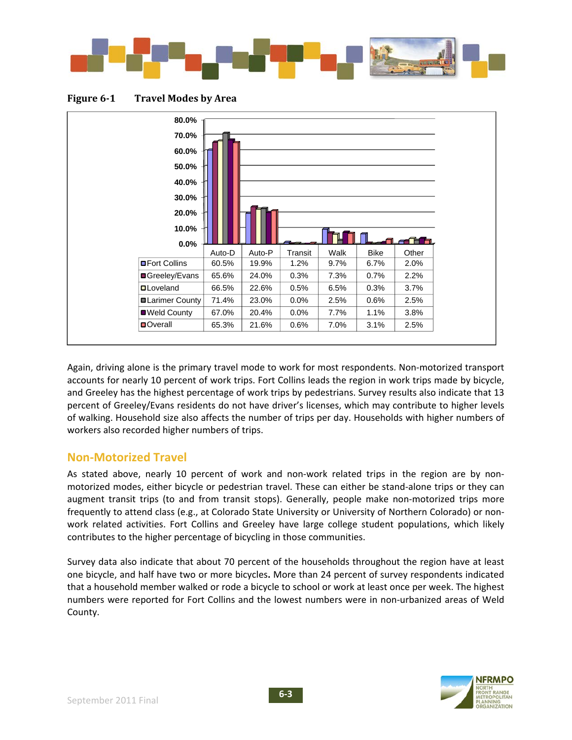**Figure 6-1 Travel Modes by Area**

| | Auto-D | Auto-P | Transit | Walk | Bike | Other |
|---|---|---|---|---|---|---|
| Fort Collins | 60.5% | 19.9% | 1.2% | 9.7% | 6.7% | 2.0% |
| Greeley/Evans | 65.6% | 24.0% | 0.3% | 7.3% | 0.7% | 2.2% |
| Loveland | 66.5% | 22.6% | 0.5% | 6.5% | 0.3% | 3.7% |
| Larimer County | 71.4% | 23.0% | 0.0% | 2.5% | 0.6% | 2.5% |
| Weld County | 67.0% | 20.4% | 0.0% | 7.7% | 1.1% | 3.8% |
| Overall | 65.3% | 21.6% | 0.6% | 7.0% | 3.1% | 2.5% |

Again, driving alone is the primary travel mode to work for most respondents. Non-motorized transport accounts for nearly 10 percent of work trips. Fort Collins leads the region in work trips made by bicycle, and Greeley has the highest percentage of work trips by pedestrians. Survey results also indicate that 13 percent of Greeley/Evans residents do not have driver's licenses, which may contribute to higher levels of walking. Household size also affects the number of trips per day. Households with higher numbers of workers also recorded higher numbers of trips.

## Non-Motorized Travel

As stated above, nearly 10 percent of work and non-work related trips in the region are by non-motorized modes, either bicycle or pedestrian travel. These can either be stand-alone trips or they can augment transit trips (to and from transit stops). Generally, people make non-motorized trips more frequently to attend class (e.g., at Colorado State University or University of Northern Colorado) or non-work related activities. Fort Collins and Greeley have large college student populations, which likely contributes to the higher percentage of bicycling in those communities.

Survey data also indicate that about 70 percent of the households throughout the region have at least one bicycle, and half have two or more bicycles. More than 24 percent of survey respondents indicated that a household member walked or rode a bicycle to school or work at least once per week. The highest numbers were reported for Fort Collins and the lowest numbers were in non-urbanized areas of Weld County.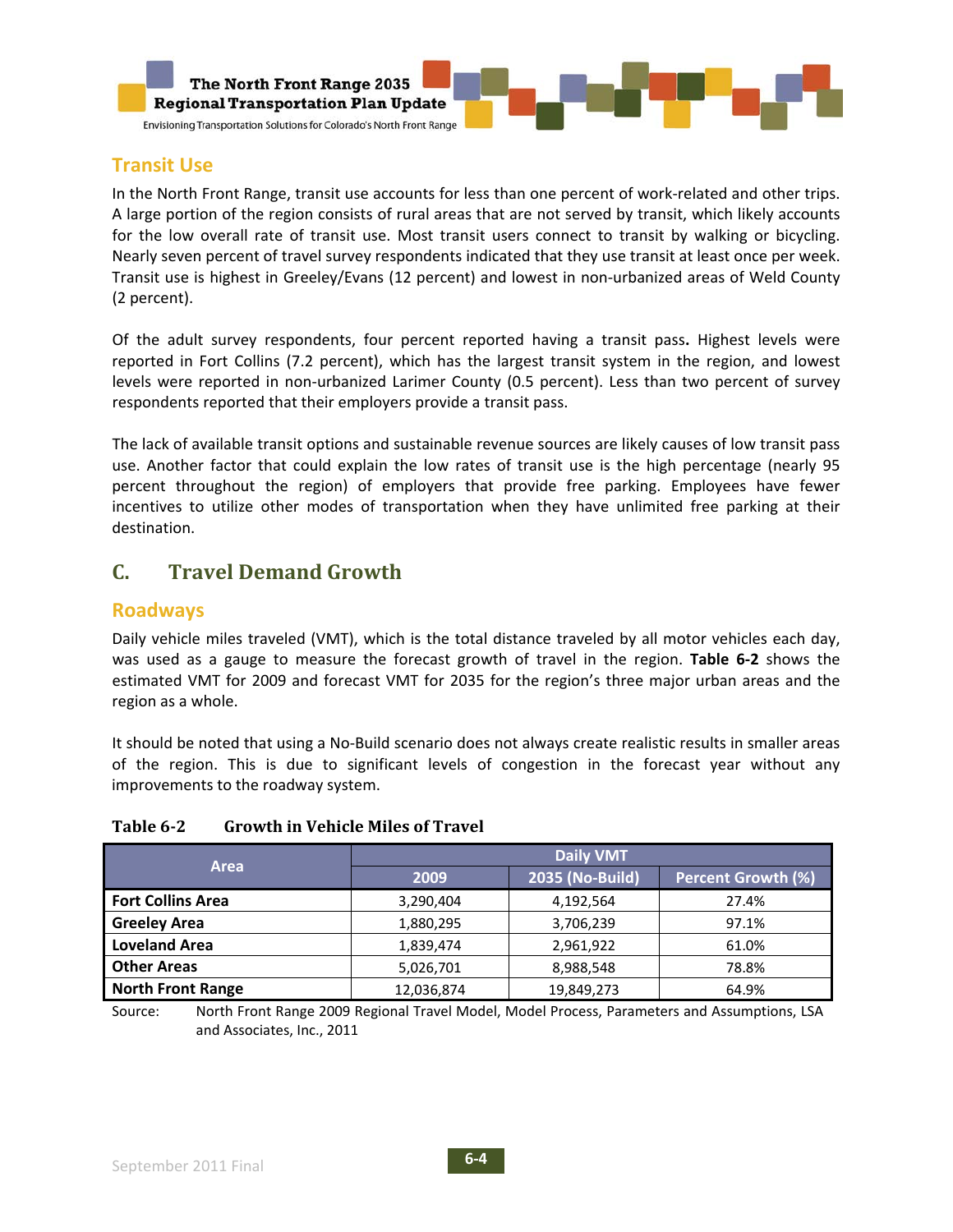## Transit Use

In the North Front Range, transit use accounts for less than one percent of work-related and other trips. A large portion of the region consists of rural areas that are not served by transit, which likely accounts for the low overall rate of transit use. Most transit users connect to transit by walking or bicycling. Nearly seven percent of travel survey respondents indicated that they use transit at least once per week. Transit use is highest in Greeley/Evans (12 percent) and lowest in non-urbanized areas of Weld County (2 percent).

Of the adult survey respondents, four percent reported having a transit pass**.** Highest levels were reported in Fort Collins (7.2 percent), which has the largest transit system in the region, and lowest levels were reported in non-urbanized Larimer County (0.5 percent). Less than two percent of survey respondents reported that their employers provide a transit pass.

The lack of available transit options and sustainable revenue sources are likely causes of low transit pass use. Another factor that could explain the low rates of transit use is the high percentage (nearly 95 percent throughout the region) of employers that provide free parking. Employees have fewer incentives to utilize other modes of transportation when they have unlimited free parking at their destination.

# C. Travel Demand Growth

## Roadways

Daily vehicle miles traveled (VMT), which is the total distance traveled by all motor vehicles each day, was used as a gauge to measure the forecast growth of travel in the region. **Table 6-2** shows the estimated VMT for 2009 and forecast VMT for 2035 for the region's three major urban areas and the region as a whole.

It should be noted that using a No-Build scenario does not always create realistic results in smaller areas of the region. This is due to significant levels of congestion in the forecast year without any improvements to the roadway system.

**Table 6-2 Growth in Vehicle Miles of Travel**

| Area | Daily VMT | | |
|---|---|---|---|
| | 2009 | 2035 (No-Build) | Percent Growth (%) |
| **Fort Collins Area** | 3,290,404 | 4,192,564 | 27.4% |
| **Greeley Area** | 1,880,295 | 3,706,239 | 97.1% |
| **Loveland Area** | 1,839,474 | 2,961,922 | 61.0% |
| **Other Areas** | 5,026,701 | 8,988,548 | 78.8% |
| **North Front Range** | 12,036,874 | 19,849,273 | 64.9% |

Source: North Front Range 2009 Regional Travel Model, Model Process, Parameters and Assumptions, LSA and Associates, Inc., 2011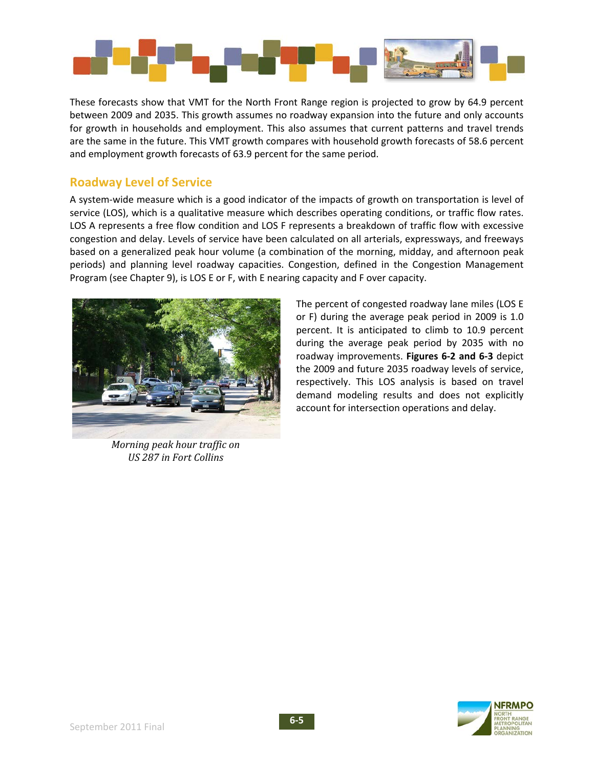These forecasts show that VMT for the North Front Range region is projected to grow by 64.9 percent between 2009 and 2035. This growth assumes no roadway expansion into the future and only accounts for growth in households and employment. This also assumes that current patterns and travel trends are the same in the future. This VMT growth compares with household growth forecasts of 58.6 percent and employment growth forecasts of 63.9 percent for the same period.

## Roadway Level of Service

A system-wide measure which is a good indicator of the impacts of growth on transportation is level of service (LOS), which is a qualitative measure which describes operating conditions, or traffic flow rates. LOS A represents a free flow condition and LOS F represents a breakdown of traffic flow with excessive congestion and delay. Levels of service have been calculated on all arterials, expressways, and freeways based on a generalized peak hour volume (a combination of the morning, midday, and afternoon peak periods) and planning level roadway capacities. Congestion, defined in the Congestion Management Program (see Chapter 9), is LOS E or F, with E nearing capacity and F over capacity.

*Morning peak hour traffic on US 287 in Fort Collins*

The percent of congested roadway lane miles (LOS E or F) during the average peak period in 2009 is 1.0 percent. It is anticipated to climb to 10.9 percent during the average peak period by 2035 with no roadway improvements. **Figures 6-2 and 6-3** depict the 2009 and future 2035 roadway levels of service, respectively. This LOS analysis is based on travel demand modeling results and does not explicitly account for intersection operations and delay.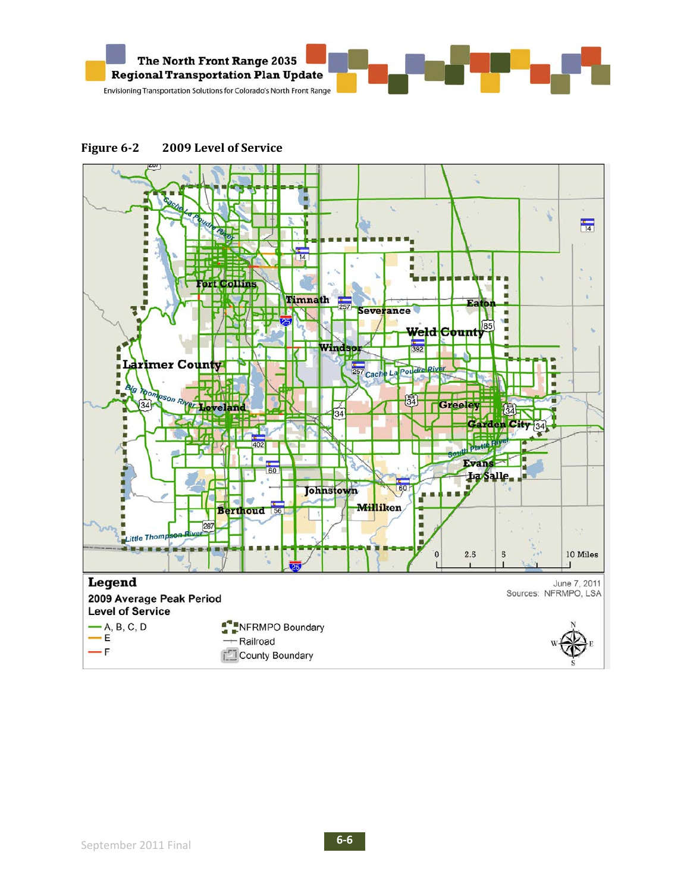**Figure 6-2 2009 Level of Service**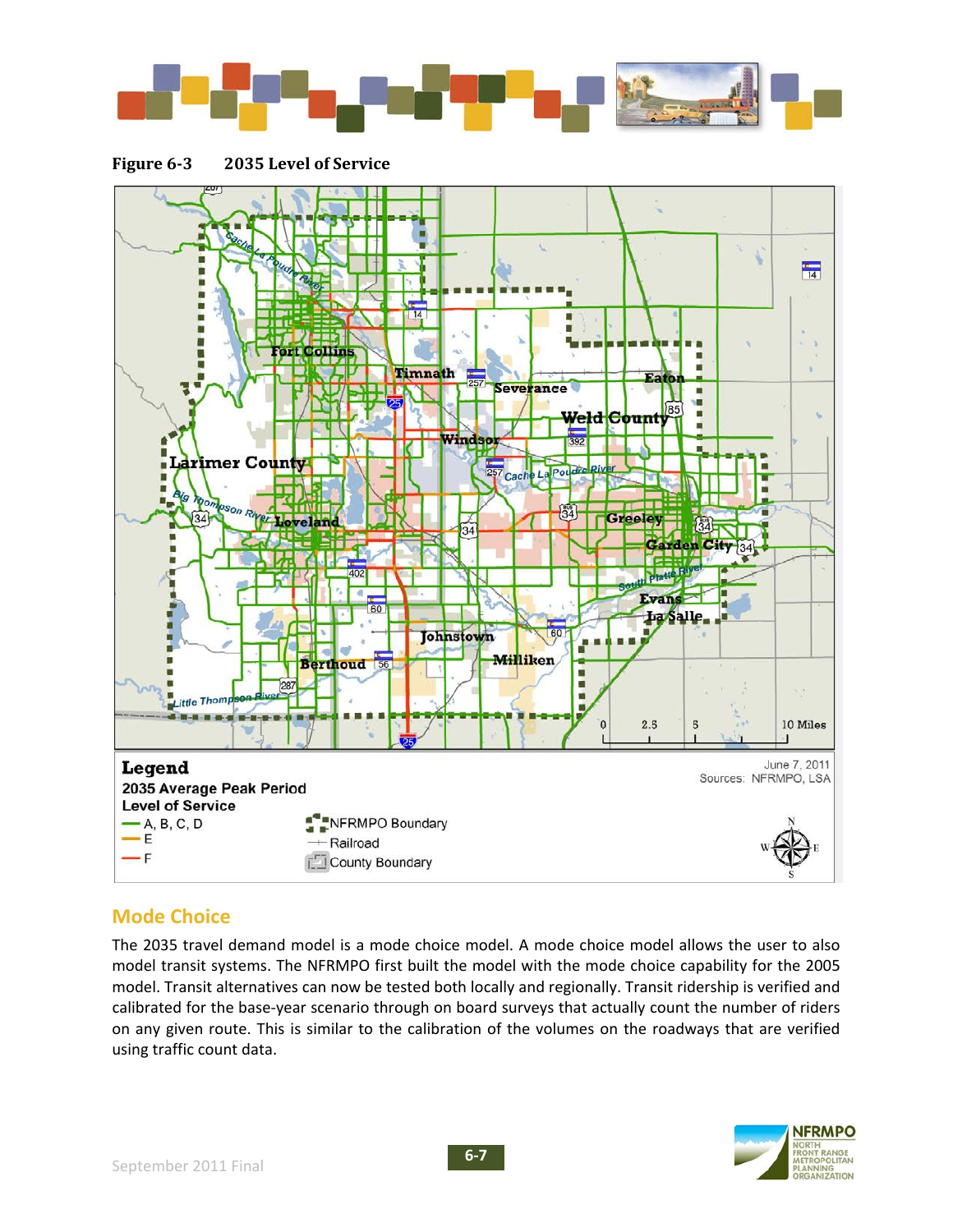**Figure 6-3 2035 Level of Service**

## Mode Choice

The 2035 travel demand model is a mode choice model. A mode choice model allows the user to also model transit systems. The NFRMPO first built the model with the mode choice capability for the 2005 model. Transit alternatives can now be tested both locally and regionally. Transit ridership is verified and calibrated for the base-year scenario through on board surveys that actually count the number of riders on any given route. This is similar to the calibration of the volumes on the roadways that are verified using traffic count data.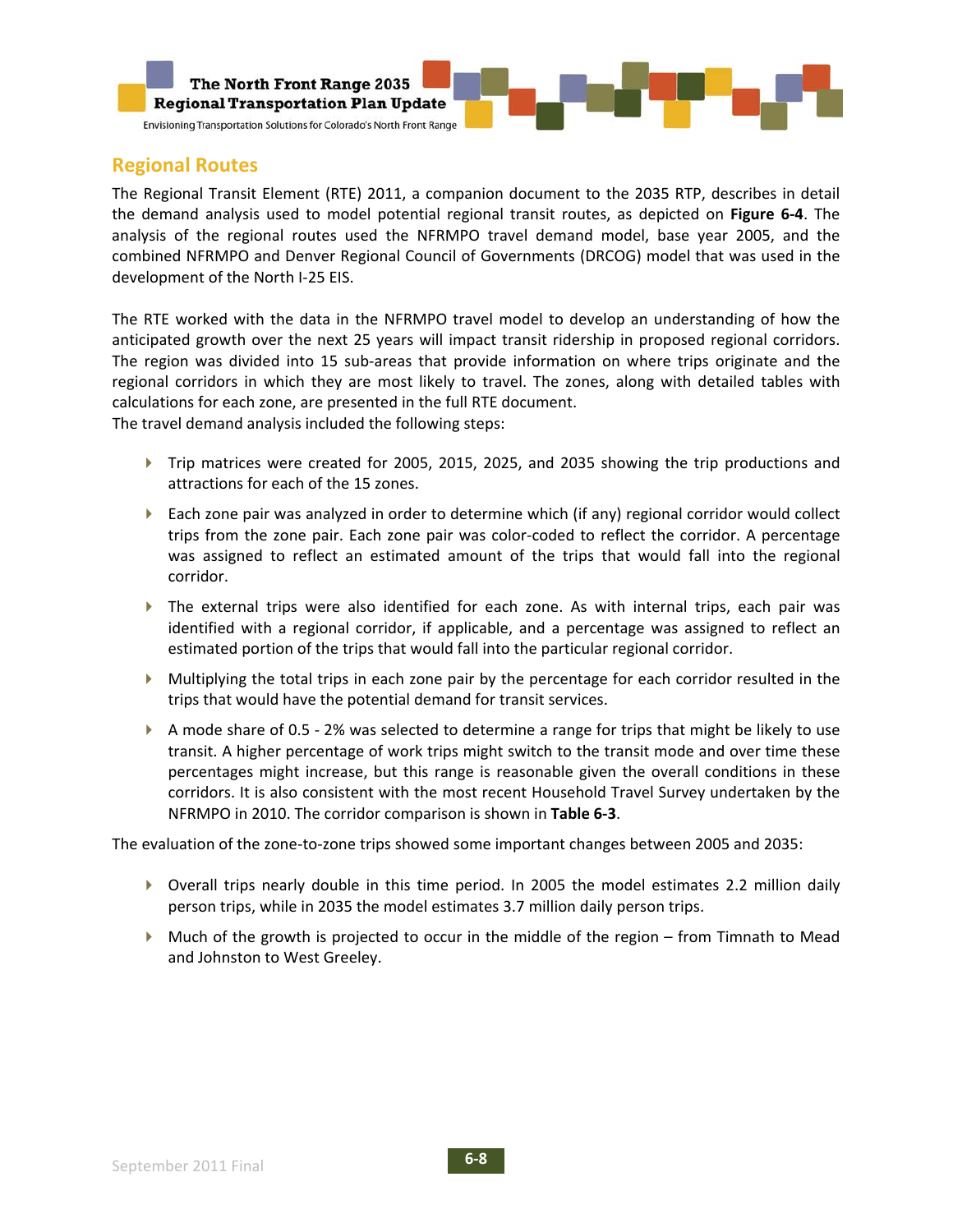## Regional Routes

The Regional Transit Element (RTE) 2011, a companion document to the 2035 RTP, describes in detail the demand analysis used to model potential regional transit routes, as depicted on **Figure 6-4**. The analysis of the regional routes used the NFRMPO travel demand model, base year 2005, and the combined NFRMPO and Denver Regional Council of Governments (DRCOG) model that was used in the development of the North I-25 EIS.

The RTE worked with the data in the NFRMPO travel model to develop an understanding of how the anticipated growth over the next 25 years will impact transit ridership in proposed regional corridors. The region was divided into 15 sub-areas that provide information on where trips originate and the regional corridors in which they are most likely to travel. The zones, along with detailed tables with calculations for each zone, are presented in the full RTE document.

The travel demand analysis included the following steps:

- Trip matrices were created for 2005, 2015, 2025, and 2035 showing the trip productions and attractions for each of the 15 zones.
- Each zone pair was analyzed in order to determine which (if any) regional corridor would collect trips from the zone pair. Each zone pair was color-coded to reflect the corridor. A percentage was assigned to reflect an estimated amount of the trips that would fall into the regional corridor.
- The external trips were also identified for each zone. As with internal trips, each pair was identified with a regional corridor, if applicable, and a percentage was assigned to reflect an estimated portion of the trips that would fall into the particular regional corridor.
- Multiplying the total trips in each zone pair by the percentage for each corridor resulted in the trips that would have the potential demand for transit services.
- A mode share of 0.5 - 2% was selected to determine a range for trips that might be likely to use transit. A higher percentage of work trips might switch to the transit mode and over time these percentages might increase, but this range is reasonable given the overall conditions in these corridors. It is also consistent with the most recent Household Travel Survey undertaken by the NFRMPO in 2010. The corridor comparison is shown in **Table 6-3**.

The evaluation of the zone-to-zone trips showed some important changes between 2005 and 2035:

- Overall trips nearly double in this time period. In 2005 the model estimates 2.2 million daily person trips, while in 2035 the model estimates 3.7 million daily person trips.
- Much of the growth is projected to occur in the middle of the region – from Timnath to Mead and Johnston to West Greeley.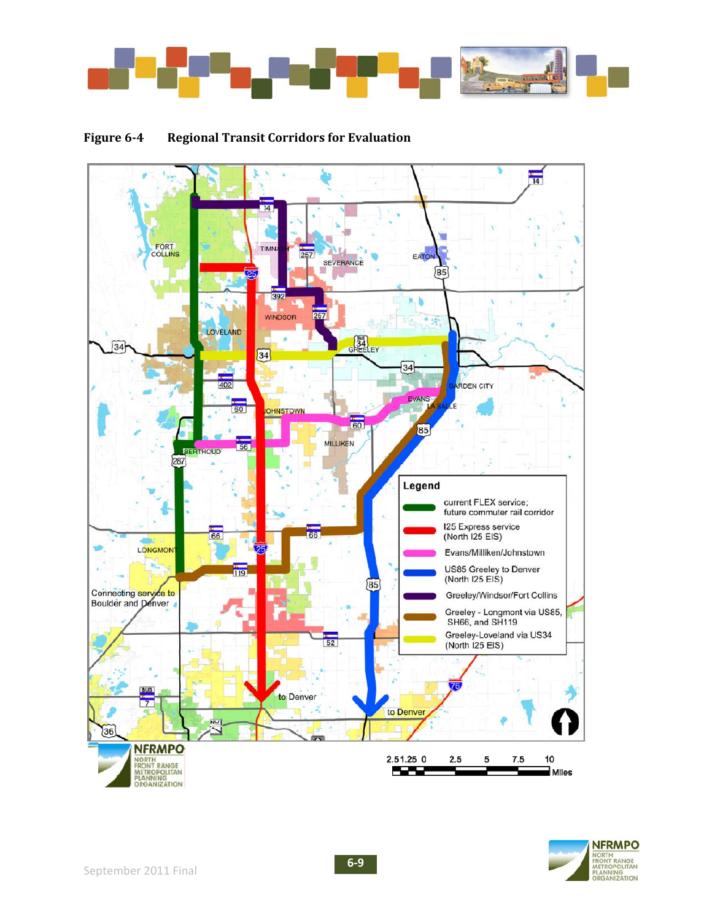**Figure 6-4 Regional Transit Corridors for Evaluation**

Legend

- current FLEX service; future commuter rail corridor
- I25 Express service (North I25 EIS)
- Evans/Milliken/Johnstown
- US85 Greeley to Denver (North I25 EIS)
- Greeley/Windsor/Fort Collins
- Greeley - Longmont via US85, SH66, and SH119
- Greeley-Loveland via US34 (North I25 EIS)

Connecting service to Boulder and Denver

to Denver

to Denver

2.5 1.25 0 2.5 5 7.5 10 Miles

NFRMPO NORTH FRONT RANGE METROPOLITAN PLANNING ORGANIZATION

September 2011 Final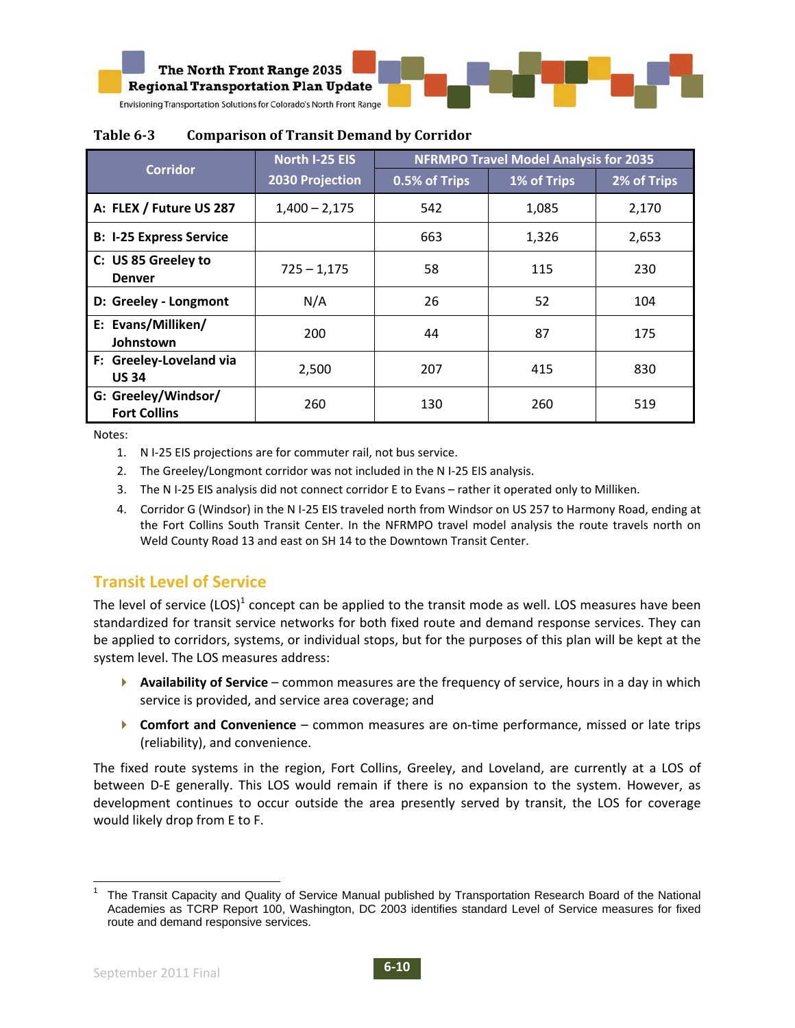**Table 6-3 Comparison of Transit Demand by Corridor**

| Corridor | North I-25 EIS 2030 Projection | NFRMPO Travel Model Analysis for 2035 | | |
|---|---|---|---|---|
| | | 0.5% of Trips | 1% of Trips | 2% of Trips |
| A: FLEX / Future US 287 | 1,400 – 2,175 | 542 | 1,085 | 2,170 |
| B: I-25 Express Service | | 663 | 1,326 | 2,653 |
| C: US 85 Greeley to Denver | 725 – 1,175 | 58 | 115 | 230 |
| D: Greeley - Longmont | N/A | 26 | 52 | 104 |
| E: Evans/Milliken/ Johnstown | 200 | 44 | 87 | 175 |
| F: Greeley-Loveland via US 34 | 2,500 | 207 | 415 | 830 |
| G: Greeley/Windsor/ Fort Collins | 260 | 130 | 260 | 519 |

Notes:

1. N I-25 EIS projections are for commuter rail, not bus service.
2. The Greeley/Longmont corridor was not included in the N I-25 EIS analysis.
3. The N I-25 EIS analysis did not connect corridor E to Evans – rather it operated only to Milliken.
4. Corridor G (Windsor) in the N I-25 EIS traveled north from Windsor on US 257 to Harmony Road, ending at the Fort Collins South Transit Center. In the NFRMPO travel model analysis the route travels north on Weld County Road 13 and east on SH 14 to the Downtown Transit Center.

## Transit Level of Service

The level of service (LOS)[1] concept can be applied to the transit mode as well. LOS measures have been standardized for transit service networks for both fixed route and demand response services. They can be applied to corridors, systems, or individual stops, but for the purposes of this plan will be kept at the system level. The LOS measures address:

- **Availability of Service** – common measures are the frequency of service, hours in a day in which service is provided, and service area coverage; and
- **Comfort and Convenience** – common measures are on-time performance, missed or late trips (reliability), and convenience.

The fixed route systems in the region, Fort Collins, Greeley, and Loveland, are currently at a LOS of between D-E generally. This LOS would remain if there is no expansion to the system. However, as development continues to occur outside the area presently served by transit, the LOS for coverage would likely drop from E to F.

[1] The Transit Capacity and Quality of Service Manual published by Transportation Research Board of the National Academies as TCRP Report 100, Washington, DC 2003 identifies standard Level of Service measures for fixed route and demand responsive services.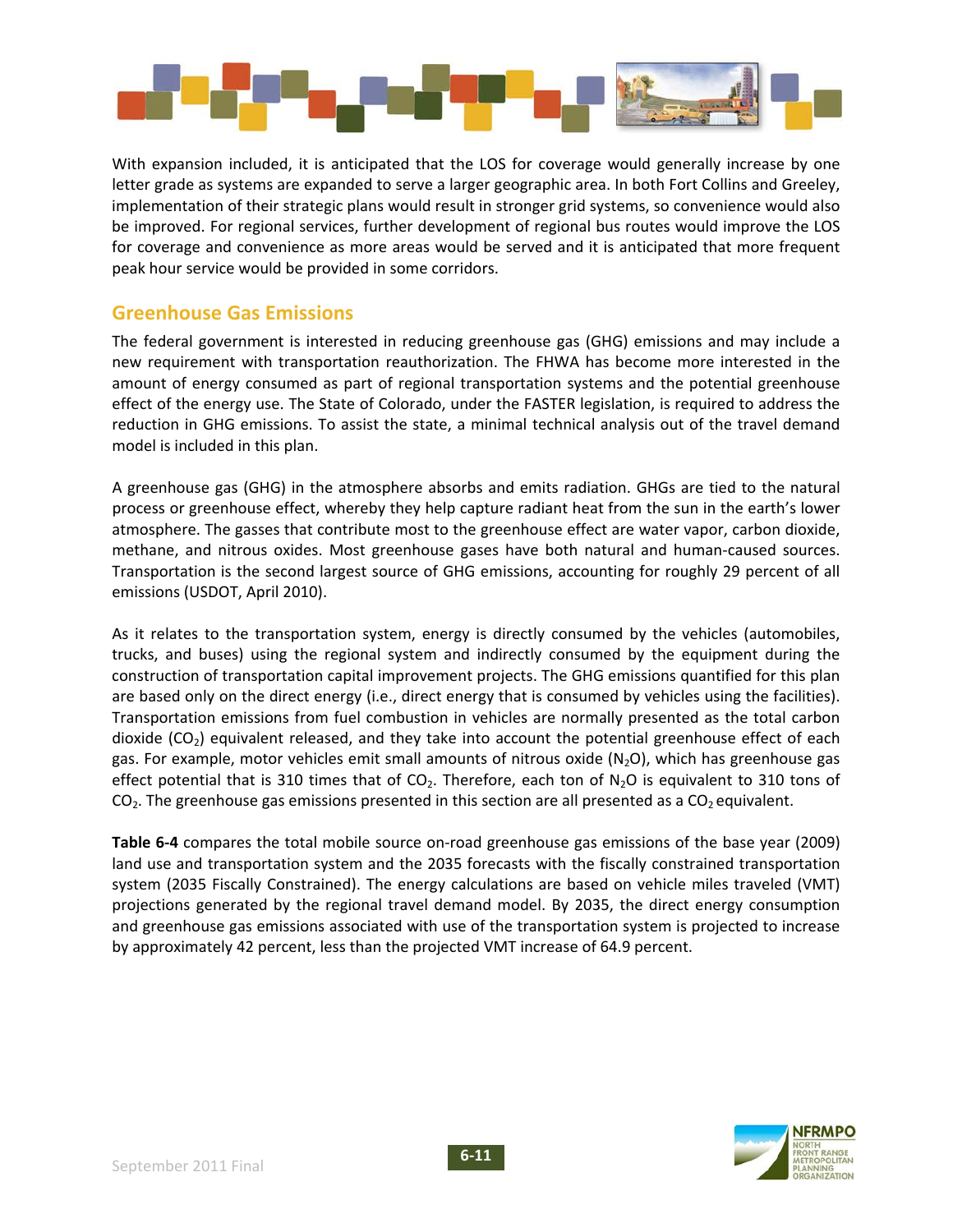With expansion included, it is anticipated that the LOS for coverage would generally increase by one letter grade as systems are expanded to serve a larger geographic area. In both Fort Collins and Greeley, implementation of their strategic plans would result in stronger grid systems, so convenience would also be improved. For regional services, further development of regional bus routes would improve the LOS for coverage and convenience as more areas would be served and it is anticipated that more frequent peak hour service would be provided in some corridors.

## Greenhouse Gas Emissions

The federal government is interested in reducing greenhouse gas (GHG) emissions and may include a new requirement with transportation reauthorization. The FHWA has become more interested in the amount of energy consumed as part of regional transportation systems and the potential greenhouse effect of the energy use. The State of Colorado, under the FASTER legislation, is required to address the reduction in GHG emissions. To assist the state, a minimal technical analysis out of the travel demand model is included in this plan.

A greenhouse gas (GHG) in the atmosphere absorbs and emits radiation. GHGs are tied to the natural process or greenhouse effect, whereby they help capture radiant heat from the sun in the earth's lower atmosphere. The gasses that contribute most to the greenhouse effect are water vapor, carbon dioxide, methane, and nitrous oxides. Most greenhouse gases have both natural and human-caused sources. Transportation is the second largest source of GHG emissions, accounting for roughly 29 percent of all emissions (USDOT, April 2010).

As it relates to the transportation system, energy is directly consumed by the vehicles (automobiles, trucks, and buses) using the regional system and indirectly consumed by the equipment during the construction of transportation capital improvement projects. The GHG emissions quantified for this plan are based only on the direct energy (i.e., direct energy that is consumed by vehicles using the facilities). Transportation emissions from fuel combustion in vehicles are normally presented as the total carbon dioxide ($CO_2$) equivalent released, and they take into account the potential greenhouse effect of each gas. For example, motor vehicles emit small amounts of nitrous oxide ($N_2O$), which has greenhouse gas effect potential that is 310 times that of $CO_2$. Therefore, each ton of $N_2O$ is equivalent to 310 tons of $CO_2$. The greenhouse gas emissions presented in this section are all presented as a $CO_2$ equivalent.

**Table 6-4** compares the total mobile source on-road greenhouse gas emissions of the base year (2009) land use and transportation system and the 2035 forecasts with the fiscally constrained transportation system (2035 Fiscally Constrained). The energy calculations are based on vehicle miles traveled (VMT) projections generated by the regional travel demand model. By 2035, the direct energy consumption and greenhouse gas emissions associated with use of the transportation system is projected to increase by approximately 42 percent, less than the projected VMT increase of 64.9 percent.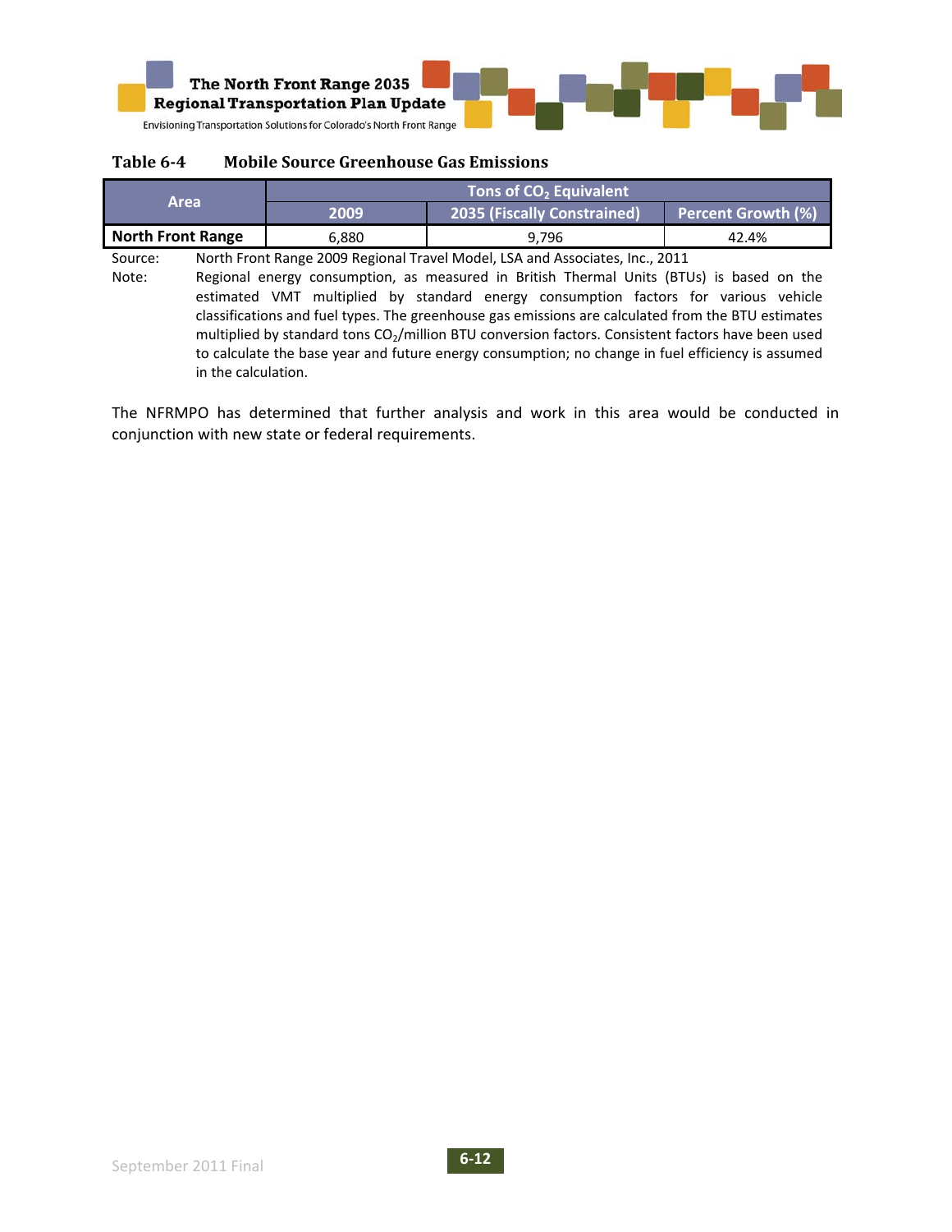**Table 6-4 Mobile Source Greenhouse Gas Emissions**

| Area | Tons of $CO_2$ Equivalent | | |
|---|---|---|---|
| | 2009 | 2035 (Fiscally Constrained) | Percent Growth (%) |
| **North Front Range** | 6,880 | 9,796 | 42.4% |

Source: North Front Range 2009 Regional Travel Model, LSA and Associates, Inc., 2011

Note: Regional energy consumption, as measured in British Thermal Units (BTUs) is based on the estimated VMT multiplied by standard energy consumption factors for various vehicle classifications and fuel types. The greenhouse gas emissions are calculated from the BTU estimates multiplied by standard tons $CO_2$/million BTU conversion factors. Consistent factors have been used to calculate the base year and future energy consumption; no change in fuel efficiency is assumed in the calculation.

The NFRMPO has determined that further analysis and work in this area would be conducted in conjunction with new state or federal requirements.